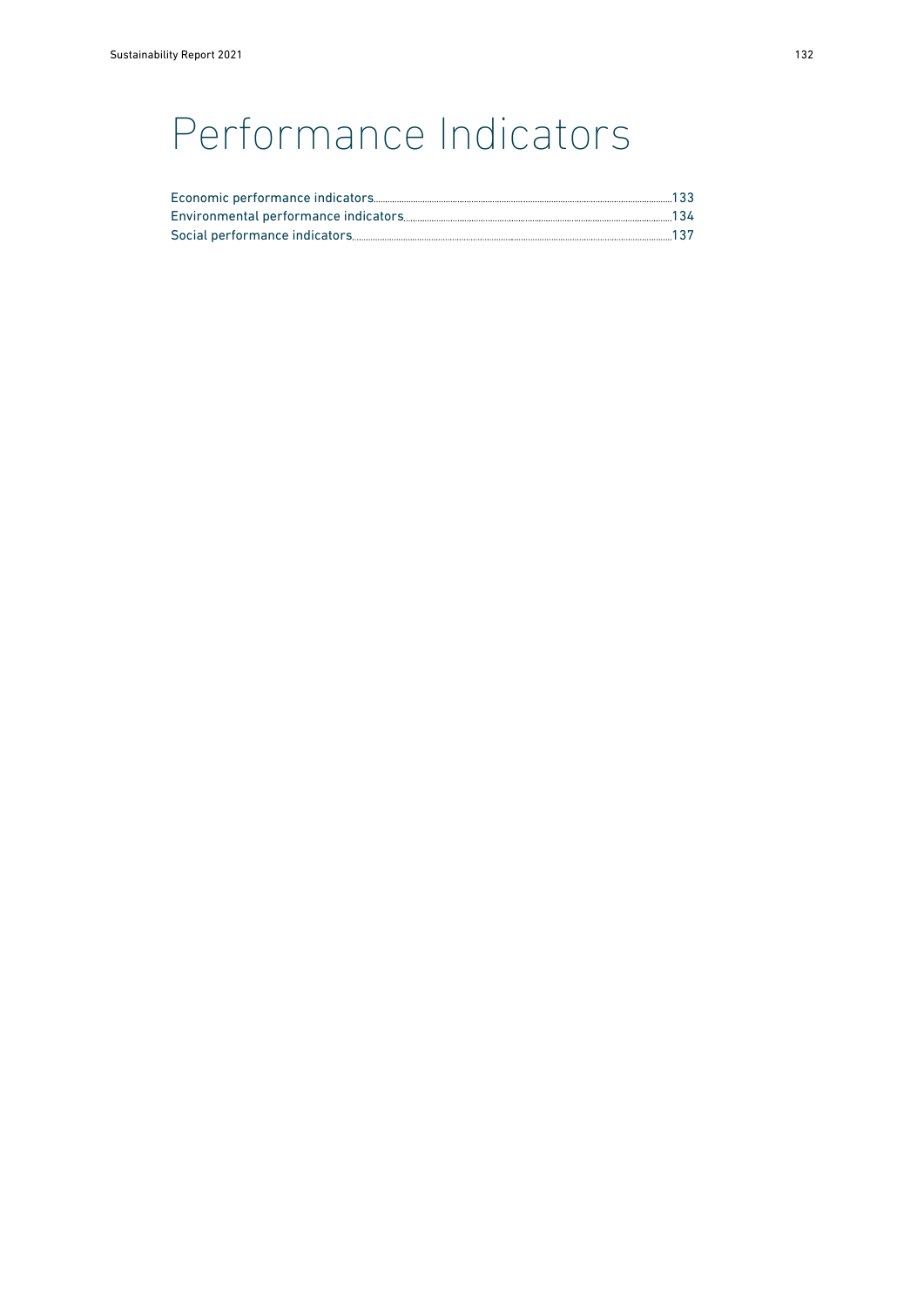# Performance Indicators

Economic performance indicators....133
Environmental performance indicators....134
Social performance indicators....137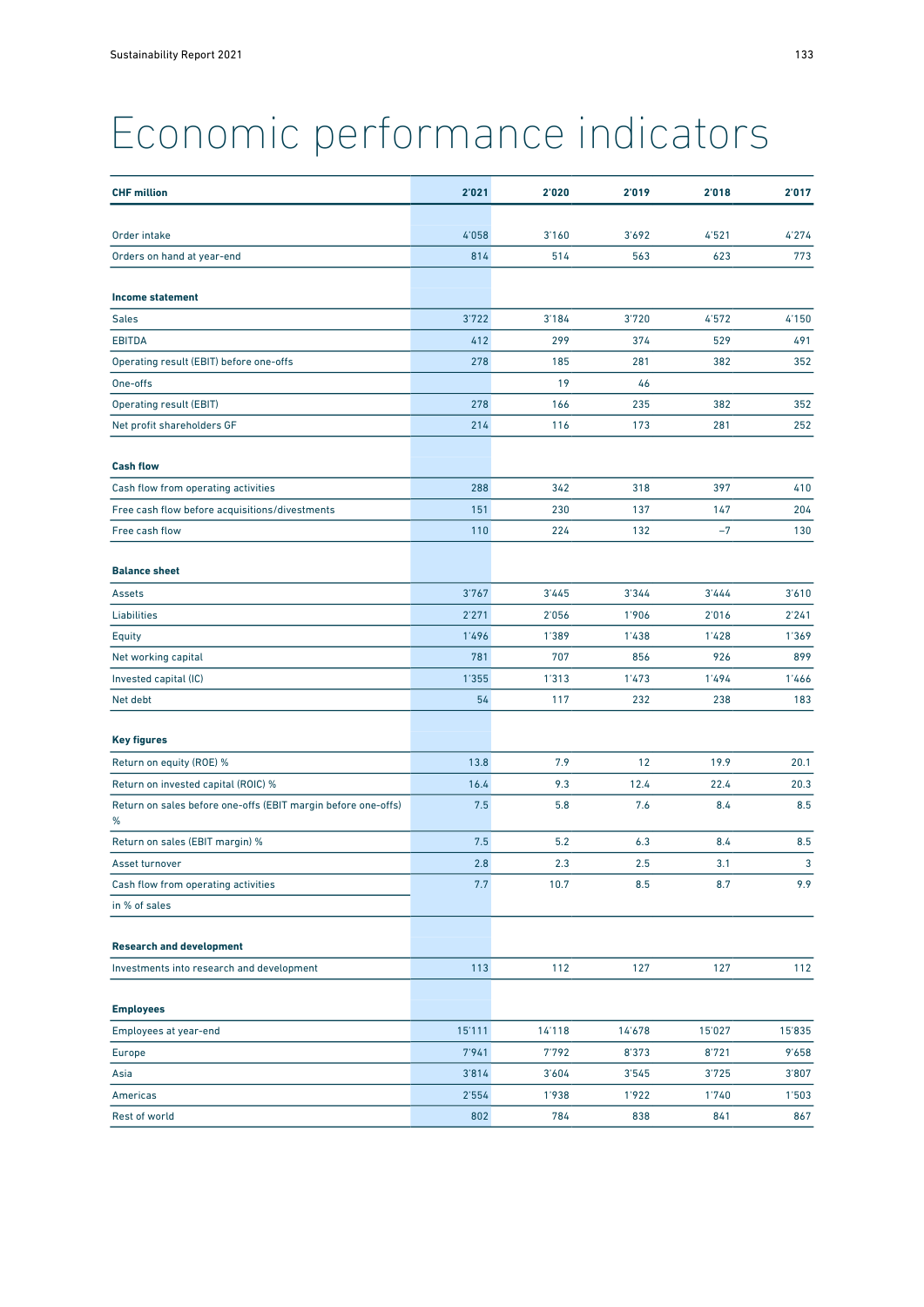# Economic performance indicators

| CHF million | 2'021 | 2'020 | 2'019 | 2'018 | 2'017 |
|---|---|---|---|---|---|
| Order intake | 4'058 | 3'160 | 3'692 | 4'521 | 4'274 |
| Orders on hand at year-end | 814 | 514 | 563 | 623 | 773 |
| **Income statement** | | | | | |
| Sales | 3'722 | 3'184 | 3'720 | 4'572 | 4'150 |
| EBITDA | 412 | 299 | 374 | 529 | 491 |
| Operating result (EBIT) before one-offs | 278 | 185 | 281 | 382 | 352 |
| One-offs | | 19 | 46 | | |
| Operating result (EBIT) | 278 | 166 | 235 | 382 | 352 |
| Net profit shareholders GF | 214 | 116 | 173 | 281 | 252 |
| **Cash flow** | | | | | |
| Cash flow from operating activities | 288 | 342 | 318 | 397 | 410 |
| Free cash flow before acquisitions/divestments | 151 | 230 | 137 | 147 | 204 |
| Free cash flow | 110 | 224 | 132 | –7 | 130 |
| **Balance sheet** | | | | | |
| Assets | 3'767 | 3'445 | 3'344 | 3'444 | 3'610 |
| Liabilities | 2'271 | 2'056 | 1'906 | 2'016 | 2'241 |
| Equity | 1'496 | 1'389 | 1'438 | 1'428 | 1'369 |
| Net working capital | 781 | 707 | 856 | 926 | 899 |
| Invested capital (IC) | 1'355 | 1'313 | 1'473 | 1'494 | 1'466 |
| Net debt | 54 | 117 | 232 | 238 | 183 |
| **Key figures** | | | | | |
| Return on equity (ROE) % | 13.8 | 7.9 | 12 | 19.9 | 20.1 |
| Return on invested capital (ROIC) % | 16.4 | 9.3 | 12.4 | 22.4 | 20.3 |
| Return on sales before one-offs (EBIT margin before one-offs) % | 7.5 | 5.8 | 7.6 | 8.4 | 8.5 |
| Return on sales (EBIT margin) % | 7.5 | 5.2 | 6.3 | 8.4 | 8.5 |
| Asset turnover | 2.8 | 2.3 | 2.5 | 3.1 | 3 |
| Cash flow from operating activities in % of sales | 7.7 | 10.7 | 8.5 | 8.7 | 9.9 |
| **Research and development** | | | | | |
| Investments into research and development | 113 | 112 | 127 | 127 | 112 |
| **Employees** | | | | | |
| Employees at year-end | 15'111 | 14'118 | 14'678 | 15'027 | 15'835 |
| Europe | 7'941 | 7'792 | 8'373 | 8'721 | 9'658 |
| Asia | 3'814 | 3'604 | 3'545 | 3'725 | 3'807 |
| Americas | 2'554 | 1'938 | 1'922 | 1'740 | 1'503 |
| Rest of world | 802 | 784 | 838 | 841 | 867 |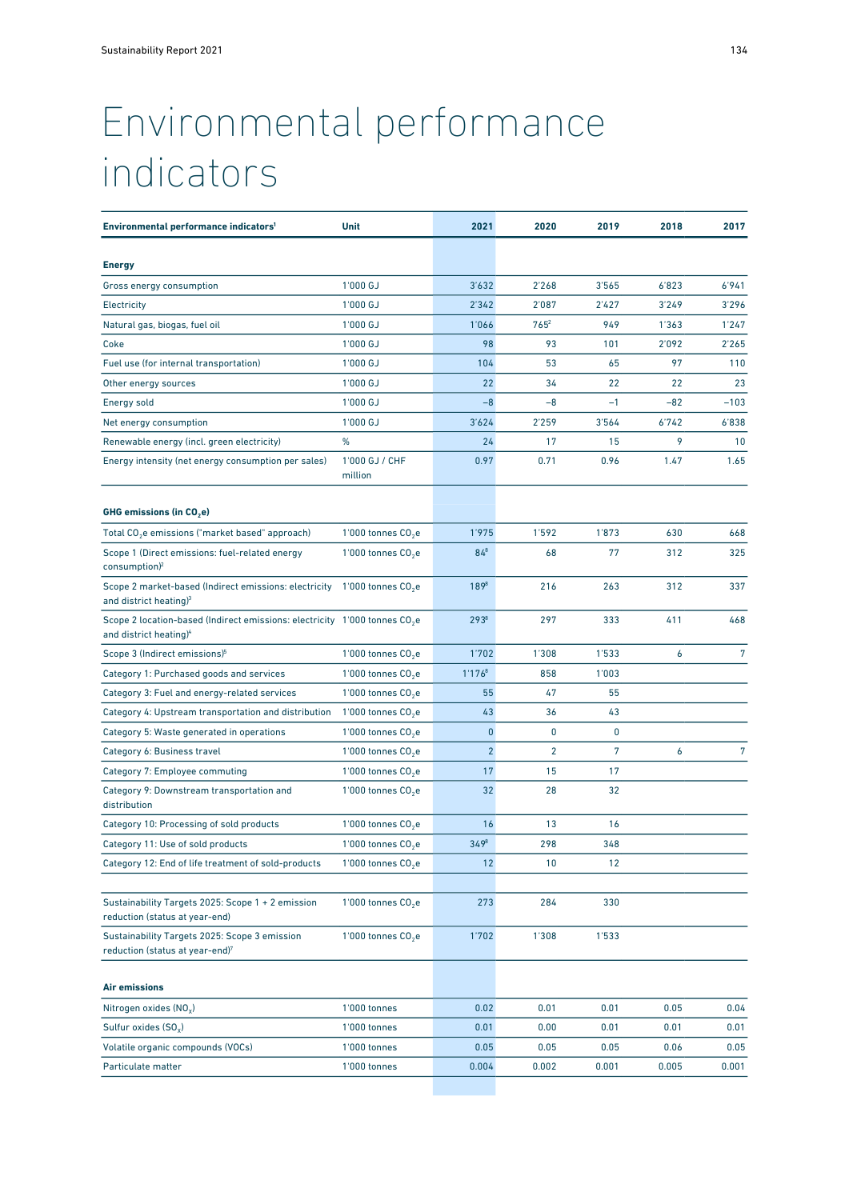# Environmental performance indicators

| Environmental performance indicators[1] | Unit | 2021 | 2020 | 2019 | 2018 | 2017 |
|---|---|---|---|---|---|---|
| **Energy** | | | | | | |
| Gross energy consumption | 1'000 GJ | 3'632 | 2'268 | 3'565 | 6'823 | 6'941 |
| Electricity | 1'000 GJ | 2'342 | 2'087 | 2'427 | 3'249 | 3'296 |
| Natural gas, biogas, fuel oil | 1'000 GJ | 1'066 | 765[2] | 949 | 1'363 | 1'247 |
| Coke | 1'000 GJ | 98 | 93 | 101 | 2'092 | 2'265 |
| Fuel use (for internal transportation) | 1'000 GJ | 104 | 53 | 65 | 97 | 110 |
| Other energy sources | 1'000 GJ | 22 | 34 | 22 | 22 | 23 |
| Energy sold | 1'000 GJ | −8 | −8 | −1 | −82 | −103 |
| Net energy consumption | 1'000 GJ | 3'624 | 2'259 | 3'564 | 6'742 | 6'838 |
| Renewable energy (incl. green electricity) | % | 24 | 17 | 15 | 9 | 10 |
| Energy intensity (net energy consumption per sales) | 1'000 GJ / CHF million | 0.97 | 0.71 | 0.96 | 1.47 | 1.65 |
| **GHG emissions (in $CO_2e$)** | | | | | | |
| Total $CO_2e$ emissions ("market based" approach) | 1'000 tonnes $CO_2e$ | 1'975 | 1'592 | 1'873 | 630 | 668 |
| Scope 1 (Direct emissions: fuel-related energy consumption)[2] | 1'000 tonnes $CO_2e$ | 84[8] | 68 | 77 | 312 | 325 |
| Scope 2 market-based (Indirect emissions: electricity and district heating)[3] | 1'000 tonnes $CO_2e$ | 189[8] | 216 | 263 | 312 | 337 |
| Scope 2 location-based (Indirect emissions: electricity and district heating)[4] | 1'000 tonnes $CO_2e$ | 293[8] | 297 | 333 | 411 | 468 |
| Scope 3 (Indirect emissions)[5] | 1'000 tonnes $CO_2e$ | 1'702 | 1'308 | 1'533 | 6 | 7 |
| Category 1: Purchased goods and services | 1'000 tonnes $CO_2e$ | 1'176[8] | 858 | 1'003 | | |
| Category 3: Fuel and energy-related services | 1'000 tonnes $CO_2e$ | 55 | 47 | 55 | | |
| Category 4: Upstream transportation and distribution | 1'000 tonnes $CO_2e$ | 43 | 36 | 43 | | |
| Category 5: Waste generated in operations | 1'000 tonnes $CO_2e$ | 0 | 0 | 0 | | |
| Category 6: Business travel | 1'000 tonnes $CO_2e$ | 2 | 2 | 7 | 6 | 7 |
| Category 7: Employee commuting | 1'000 tonnes $CO_2e$ | 17 | 15 | 17 | | |
| Category 9: Downstream transportation and distribution | 1'000 tonnes $CO_2e$ | 32 | 28 | 32 | | |
| Category 10: Processing of sold products | 1'000 tonnes $CO_2e$ | 16 | 13 | 16 | | |
| Category 11: Use of sold products | 1'000 tonnes $CO_2e$ | 349[8] | 298 | 348 | | |
| Category 12: End of life treatment of sold-products | 1'000 tonnes $CO_2e$ | 12 | 10 | 12 | | |
| | | | | | | |
| Sustainability Targets 2025: Scope 1 + 2 emission reduction (status at year-end) | 1'000 tonnes $CO_2e$ | 273 | 284 | 330 | | |
| Sustainability Targets 2025: Scope 3 emission reduction (status at year-end)[7] | 1'000 tonnes $CO_2e$ | 1'702 | 1'308 | 1'533 | | |
| **Air emissions** | | | | | | |
| Nitrogen oxides ($NO_X$) | 1'000 tonnes | 0.02 | 0.01 | 0.01 | 0.05 | 0.04 |
| Sulfur oxides ($SO_X$) | 1'000 tonnes | 0.01 | 0.00 | 0.01 | 0.01 | 0.01 |
| Volatile organic compounds (VOCs) | 1'000 tonnes | 0.05 | 0.05 | 0.05 | 0.06 | 0.05 |
| Particulate matter | 1'000 tonnes | 0.004 | 0.002 | 0.001 | 0.005 | 0.001 |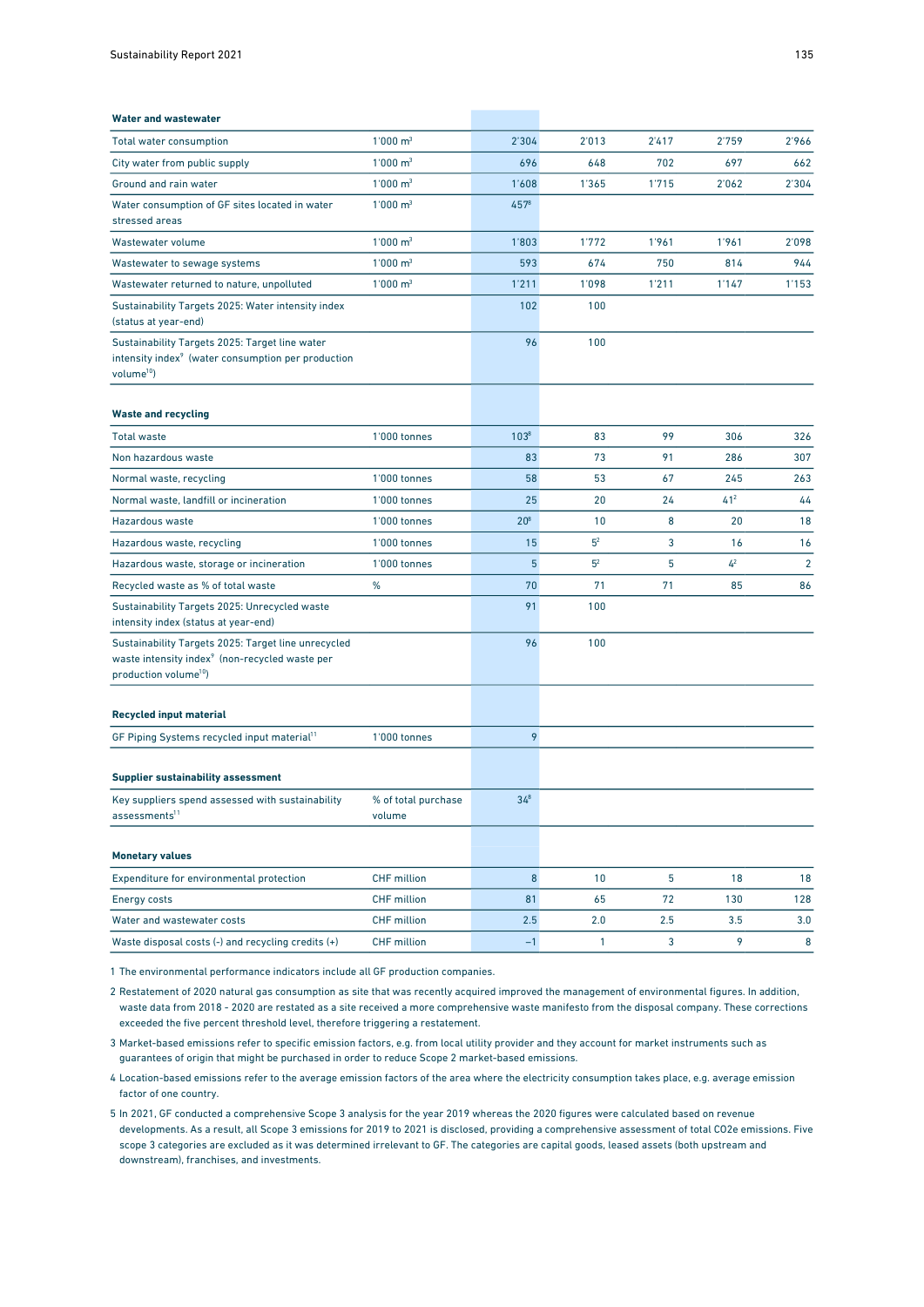| Water and wastewater | | | | | | |
|---|---|---|---|---|---|---|
| Total water consumption | 1'000 $m^3$ | 2'304 | 2'013 | 2'417 | 2'759 | 2'966 |
| City water from public supply | 1'000 $m^3$ | 696 | 648 | 702 | 697 | 662 |
| Ground and rain water | 1'000 $m^3$ | 1'608 | 1'365 | 1'715 | 2'062 | 2'304 |
| Water consumption of GF sites located in water stressed areas | 1'000 $m^3$ | 457[8] | | | | |
| Wastewater volume | 1'000 $m^3$ | 1'803 | 1'772 | 1'961 | 1'961 | 2'098 |
| Wastewater to sewage systems | 1'000 $m^3$ | 593 | 674 | 750 | 814 | 944 |
| Wastewater returned to nature, unpolluted | 1'000 $m^3$ | 1'211 | 1'098 | 1'211 | 1'147 | 1'153 |
| Sustainability Targets 2025: Water intensity index (status at year-end) | | 102 | 100 | | | |
| Sustainability Targets 2025: Target line water intensity index[9] (water consumption per production volume[10]) | | 96 | 100 | | | |

| Waste and recycling | | | | | | |
|---|---|---|---|---|---|---|
| Total waste | 1'000 tonnes | 103[8] | 83 | 99 | 306 | 326 |
| Non hazardous waste | | 83 | 73 | 91 | 286 | 307 |
| Normal waste, recycling | 1'000 tonnes | 58 | 53 | 67 | 245 | 263 |
| Normal waste, landfill or incineration | 1'000 tonnes | 25 | 20 | 24 | 41[2] | 44 |
| Hazardous waste | 1'000 tonnes | 20[8] | 10 | 8 | 20 | 18 |
| Hazardous waste, recycling | 1'000 tonnes | 15 | 5[2] | 3 | 16 | 16 |
| Hazardous waste, storage or incineration | 1'000 tonnes | 5 | 5[2] | 5 | 4[2] | 2 |
| Recycled waste as % of total waste | % | 70 | 71 | 71 | 85 | 86 |
| Sustainability Targets 2025: Unrecycled waste intensity index (status at year-end) | | 91 | 100 | | | |
| Sustainability Targets 2025: Target line unrecycled waste intensity index[9] (non-recycled waste per production volume[10]) | | 96 | 100 | | | |

| Recycled input material | | | | | | |
|---|---|---|---|---|---|---|
| GF Piping Systems recycled input material[11] | 1'000 tonnes | 9 | | | | |

| Supplier sustainability assessment | | | | | | |
|---|---|---|---|---|---|---|
| Key suppliers spend assessed with sustainability assessments[11] | % of total purchase volume | 34[8] | | | | |

| Monetary values | | | | | | |
|---|---|---|---|---|---|---|
| Expenditure for environmental protection | CHF million | 8 | 10 | 5 | 18 | 18 |
| Energy costs | CHF million | 81 | 65 | 72 | 130 | 128 |
| Water and wastewater costs | CHF million | 2.5 | 2.0 | 2.5 | 3.5 | 3.0 |
| Waste disposal costs (-) and recycling credits (+) | CHF million | –1 | 1 | 3 | 9 | 8 |

1 The environmental performance indicators include all GF production companies.

2 Restatement of 2020 natural gas consumption as site that was recently acquired improved the management of environmental figures. In addition, waste data from 2018 - 2020 are restated as a site received a more comprehensive waste manifesto from the disposal company. These corrections exceeded the five percent threshold level, therefore triggering a restatement.

3 Market-based emissions refer to specific emission factors, e.g. from local utility provider and they account for market instruments such as guarantees of origin that might be purchased in order to reduce Scope 2 market-based emissions.

4 Location-based emissions refer to the average emission factors of the area where the electricity consumption takes place, e.g. average emission factor of one country.

5 In 2021, GF conducted a comprehensive Scope 3 analysis for the year 2019 whereas the 2020 figures were calculated based on revenue developments. As a result, all Scope 3 emissions for 2019 to 2021 is disclosed, providing a comprehensive assessment of total CO2e emissions. Five scope 3 categories are excluded as it was determined irrelevant to GF. The categories are capital goods, leased assets (both upstream and downstream), franchises, and investments.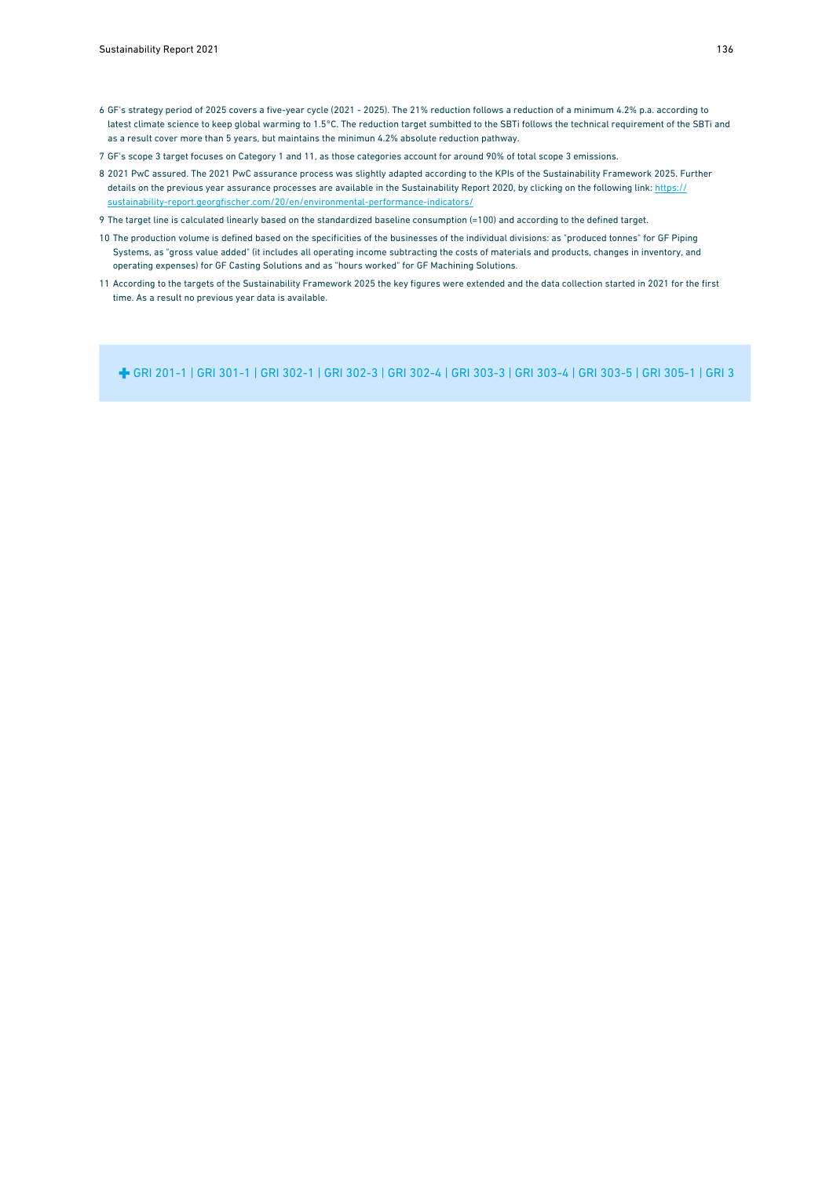6 GF's strategy period of 2025 covers a five-year cycle (2021 - 2025). The 21% reduction follows a reduction of a minimum 4.2% p.a. according to latest climate science to keep global warming to 1.5°C. The reduction target sumbitted to the SBTi follows the technical requirement of the SBTi and as a result cover more than 5 years, but maintains the minimun 4.2% absolute reduction pathway.

7 GF's scope 3 target focuses on Category 1 and 11, as those categories account for around 90% of total scope 3 emissions.

8 2021 PwC assured. The 2021 PwC assurance process was slightly adapted according to the KPIs of the Sustainability Framework 2025. Further details on the previous year assurance processes are available in the Sustainability Report 2020, by clicking on the following link: [https://sustainability-report.georgfischer.com/20/en/environmental-performance-indicators/](https://sustainability-report.georgfischer.com/20/en/environmental-performance-indicators/)

9 The target line is calculated linearly based on the standardized baseline consumption (=100) and according to the defined target.

10 The production volume is defined based on the specificities of the businesses of the individual divisions: as "produced tonnes" for GF Piping Systems, as "gross value added" (it includes all operating income subtracting the costs of materials and products, changes in inventory, and operating expenses) for GF Casting Solutions and as "hours worked" for GF Machining Solutions.

11 According to the targets of the Sustainability Framework 2025 the key figures were extended and the data collection started in 2021 for the first time. As a result no previous year data is available.

✚ GRI 201-1 | GRI 301-1 | GRI 302-1 | GRI 302-3 | GRI 302-4 | GRI 303-3 | GRI 303-4 | GRI 303-5 | GRI 305-1 | GRI 3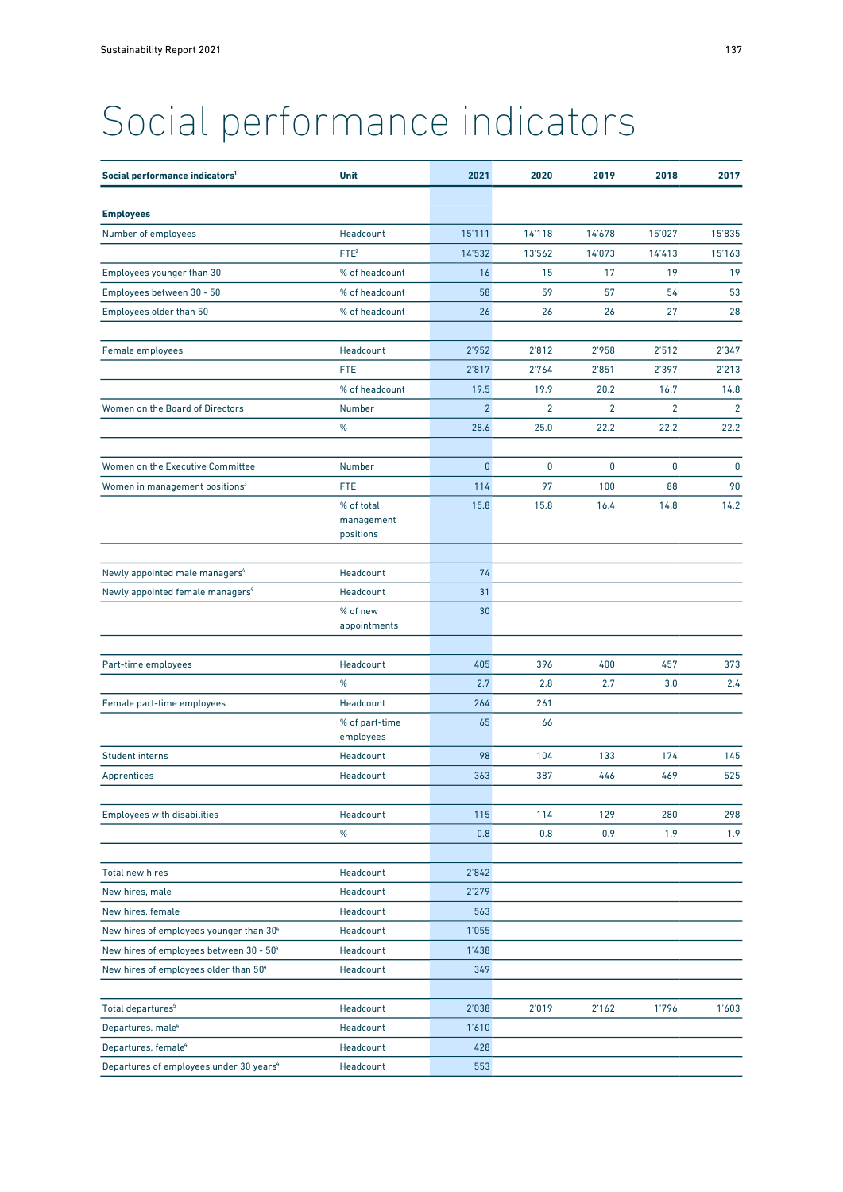# Social performance indicators

| Social performance indicators[1] | Unit | 2021 | 2020 | 2019 | 2018 | 2017 |
|---|---|---|---|---|---|---|
| **Employees** | | | | | | |
| Number of employees | Headcount | 15'111 | 14'118 | 14'678 | 15'027 | 15'835 |
| | FTE[2] | 14'532 | 13'562 | 14'073 | 14'413 | 15'163 |
| Employees younger than 30 | % of headcount | 16 | 15 | 17 | 19 | 19 |
| Employees between 30 - 50 | % of headcount | 58 | 59 | 57 | 54 | 53 |
| Employees older than 50 | % of headcount | 26 | 26 | 26 | 27 | 28 |
| | | | | | | |
| Female employees | Headcount | 2'952 | 2'812 | 2'958 | 2'512 | 2'347 |
| | FTE | 2'817 | 2'764 | 2'851 | 2'397 | 2'213 |
| | % of headcount | 19.5 | 19.9 | 20.2 | 16.7 | 14.8 |
| Women on the Board of Directors | Number | 2 | 2 | 2 | 2 | 2 |
| | % | 28.6 | 25.0 | 22.2 | 22.2 | 22.2 |
| | | | | | | |
| Women on the Executive Committee | Number | 0 | 0 | 0 | 0 | 0 |
| Women in management positions[3] | FTE | 114 | 97 | 100 | 88 | 90 |
| | % of total management positions | 15.8 | 15.8 | 16.4 | 14.8 | 14.2 |
| | | | | | | |
| Newly appointed male managers[4] | Headcount | 74 | | | | |
| Newly appointed female managers[4] | Headcount | 31 | | | | |
| | % of new appointments | 30 | | | | |
| | | | | | | |
| Part-time employees | Headcount | 405 | 396 | 400 | 457 | 373 |
| | % | 2.7 | 2.8 | 2.7 | 3.0 | 2.4 |
| Female part-time employees | Headcount | 264 | 261 | | | |
| | % of part-time employees | 65 | 66 | | | |
| Student interns | Headcount | 98 | 104 | 133 | 174 | 145 |
| Apprentices | Headcount | 363 | 387 | 446 | 469 | 525 |
| | | | | | | |
| Employees with disabilities | Headcount | 115 | 114 | 129 | 280 | 298 |
| | % | 0.8 | 0.8 | 0.9 | 1.9 | 1.9 |
| | | | | | | |
| Total new hires | Headcount | 2'842 | | | | |
| New hires, male | Headcount | 2'279 | | | | |
| New hires, female | Headcount | 563 | | | | |
| New hires of employees younger than 30[4] | Headcount | 1'055 | | | | |
| New hires of employees between 30 - 50[4] | Headcount | 1'438 | | | | |
| New hires of employees older than 50[4] | Headcount | 349 | | | | |
| | | | | | | |
| Total departures[5] | Headcount | 2'038 | 2'019 | 2'162 | 1'796 | 1'603 |
| Departures, male[4] | Headcount | 1'610 | | | | |
| Departures, female[4] | Headcount | 428 | | | | |
| Departures of employees under 30 years[4] | Headcount | 553 | | | | |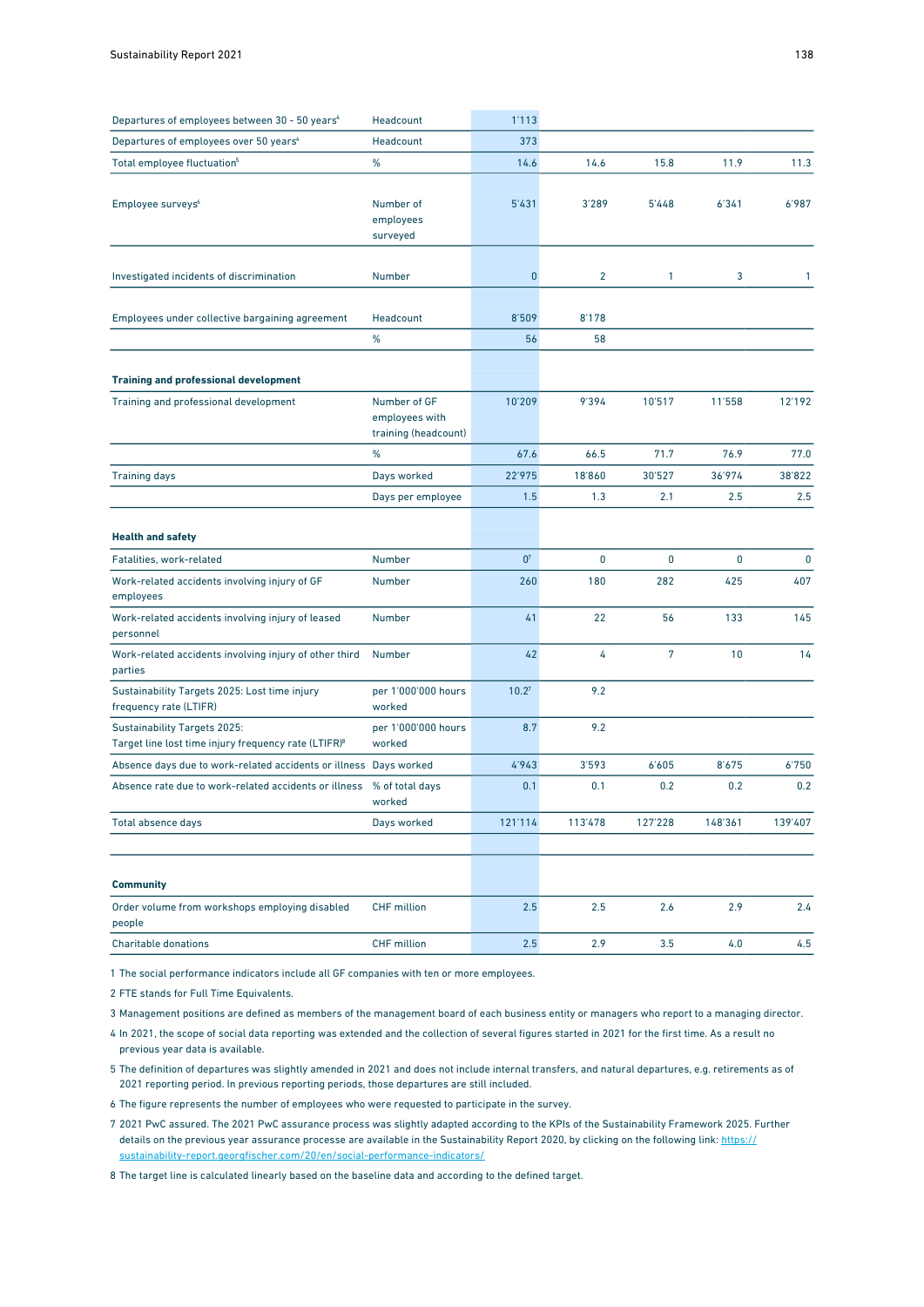| | | | | | | |
|---|---|---|---|---|---|---|
| Departures of employees between 30 - 50 years[4] | Headcount | 1'113 | | | | |
| Departures of employees over 50 years[4] | Headcount | 373 | | | | |
| Total employee fluctuation[5] | % | 14.6 | 14.6 | 15.8 | 11.9 | 11.3 |
| Employee surveys[6] | Number of employees surveyed | 5'431 | 3'289 | 5'448 | 6'341 | 6'987 |
| Investigated incidents of discrimination | Number | 0 | 2 | 1 | 3 | 1 |
| Employees under collective bargaining agreement | Headcount | 8'509 | 8'178 | | | |
| | % | 56 | 58 | | | |
| **Training and professional development** | | | | | | |
| Training and professional development | Number of GF employees with training (headcount) | 10'209 | 9'394 | 10'517 | 11'558 | 12'192 |
| | % | 67.6 | 66.5 | 71.7 | 76.9 | 77.0 |
| Training days | Days worked | 22'975 | 18'860 | 30'527 | 36'974 | 38'822 |
| | Days per employee | 1.5 | 1.3 | 2.1 | 2.5 | 2.5 |
| **Health and safety** | | | | | | |
| Fatalities, work-related | Number | 0[7] | 0 | 0 | 0 | 0 |
| Work-related accidents involving injury of GF employees | Number | 260 | 180 | 282 | 425 | 407 |
| Work-related accidents involving injury of leased personnel | Number | 41 | 22 | 56 | 133 | 145 |
| Work-related accidents involving injury of other third parties | Number | 42 | 4 | 7 | 10 | 14 |
| Sustainability Targets 2025: Lost time injury frequency rate (LTIFR) | per 1'000'000 hours worked | 10.2[7] | 9.2 | | | |
| Sustainability Targets 2025: Target line lost time injury frequency rate (LTIFR)[8] | per 1'000'000 hours worked | 8.7 | 9.2 | | | |
| Absence days due to work-related accidents or illness | Days worked | 4'943 | 3'593 | 6'605 | 8'675 | 6'750 |
| Absence rate due to work-related accidents or illness | % of total days worked | 0.1 | 0.1 | 0.2 | 0.2 | 0.2 |
| Total absence days | Days worked | 121'114 | 113'478 | 127'228 | 148'361 | 139'407 |
| **Community** | | | | | | |
| Order volume from workshops employing disabled people | CHF million | 2.5 | 2.5 | 2.6 | 2.9 | 2.4 |
| Charitable donations | CHF million | 2.5 | 2.9 | 3.5 | 4.0 | 4.5 |

1 The social performance indicators include all GF companies with ten or more employees.

2 FTE stands for Full Time Equivalents.

3 Management positions are defined as members of the management board of each business entity or managers who report to a managing director.

4 In 2021, the scope of social data reporting was extended and the collection of several figures started in 2021 for the first time. As a result no previous year data is available.

5 The definition of departures was slightly amended in 2021 and does not include internal transfers, and natural departures, e.g. retirements as of 2021 reporting period. In previous reporting periods, those departures are still included.

6 The figure represents the number of employees who were requested to participate in the survey.

7 2021 PwC assured. The 2021 PwC assurance process was slightly adapted according to the KPIs of the Sustainability Framework 2025. Further details on the previous year assurance processe are available in the Sustainability Report 2020, by clicking on the following link: https://sustainability-report.georgfischer.com/20/en/social-performance-indicators/

8 The target line is calculated linearly based on the baseline data and according to the defined target.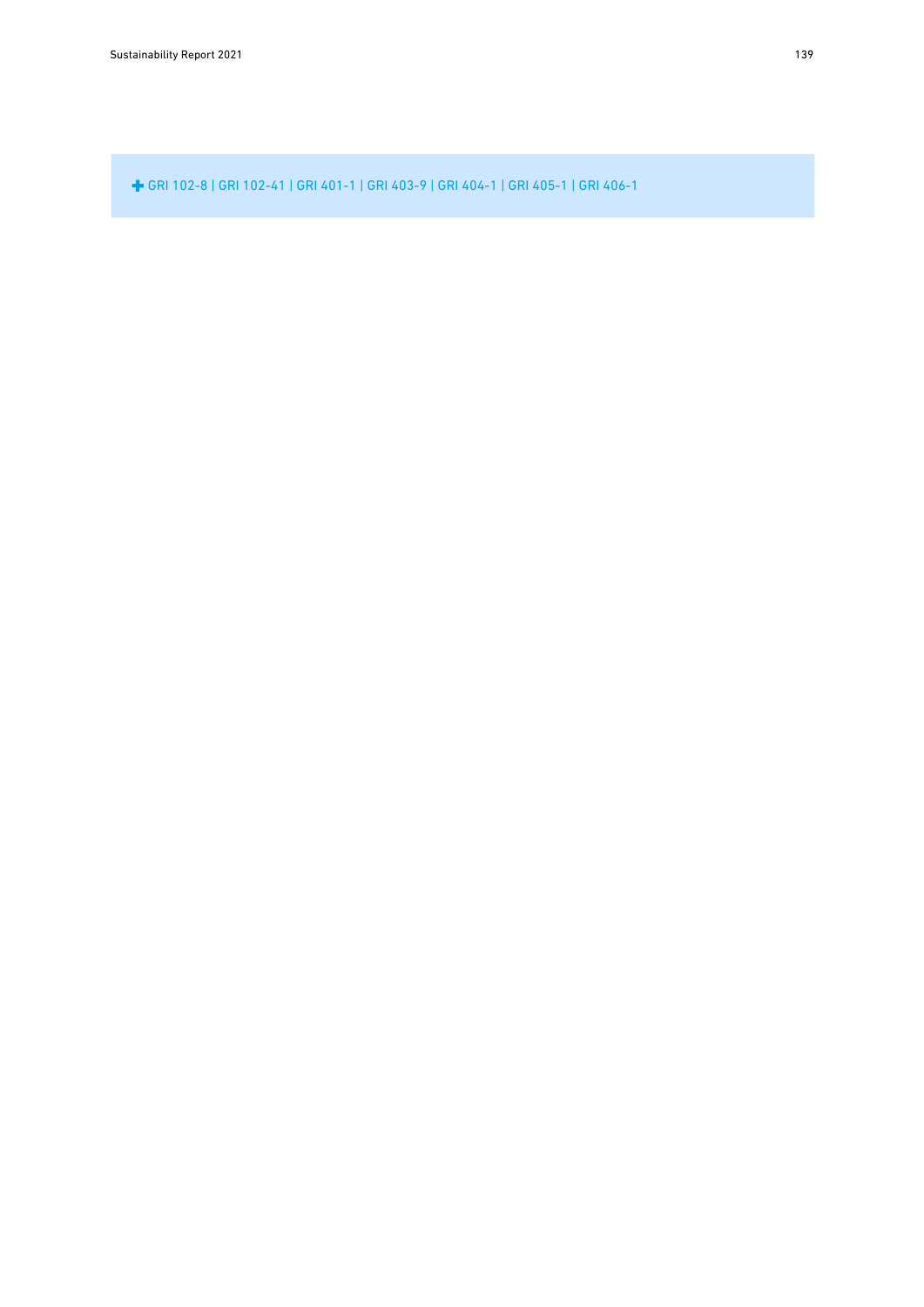+ GRI 102-8 | GRI 102-41 | GRI 401-1 | GRI 403-9 | GRI 404-1 | GRI 405-1 | GRI 406-1